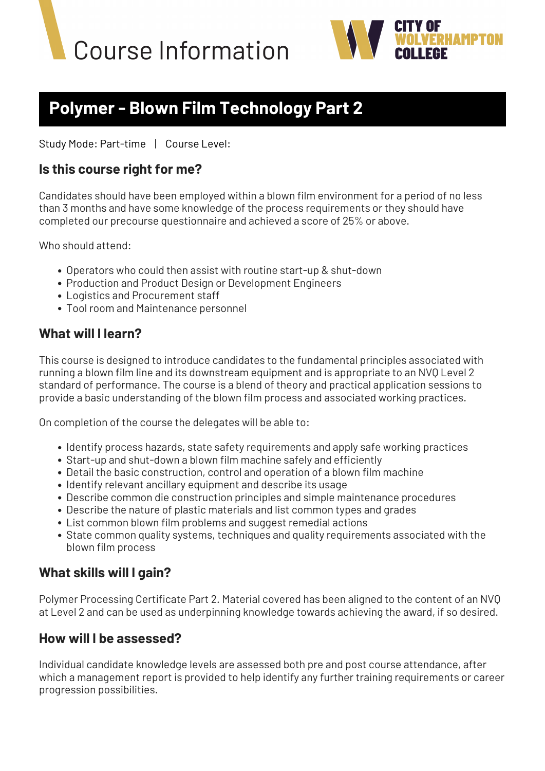# Course Information

CITY OF WOLVERHAMPTON COLLEGE

## Polymer - Blown Film Technology Part 2

Study Mode: Part-time | Course Level:

### Is this course right for me?

Candidates should have been employed within a blown film environment for a period of no less than 3 months and have some knowledge of the process requirements or they should have completed our precourse questionnaire and achieved a score of 25% or above.

Who should attend:

- Operators who could then assist with routine start-up & shut-down
- Production and Product Design or Development Engineers
- Logistics and Procurement staff
- Tool room and Maintenance personnel

### What will I learn?

This course is designed to introduce candidates to the fundamental principles associated with running a blown film line and its downstream equipment and is appropriate to an NVQ Level 2 standard of performance. The course is a blend of theory and practical application sessions to provide a basic understanding of the blown film process and associated working practices.

On completion of the course the delegates will be able to:

- Identify process hazards, state safety requirements and apply safe working practices
- Start-up and shut-down a blown film machine safely and efficiently
- Detail the basic construction, control and operation of a blown film machine
- Identify relevant ancillary equipment and describe its usage
- Describe common die construction principles and simple maintenance procedures
- Describe the nature of plastic materials and list common types and grades
- List common blown film problems and suggest remedial actions
- State common quality systems, techniques and quality requirements associated with the blown film process

### What skills will I gain?

Polymer Processing Certificate Part 2. Material covered has been aligned to the content of an NVQ at Level 2 and can be used as underpinning knowledge towards achieving the award, if so desired.

### How will I be assessed?

Individual candidate knowledge levels are assessed both pre and post course attendance, after which a management report is provided to help identify any further training requirements or career progression possibilities.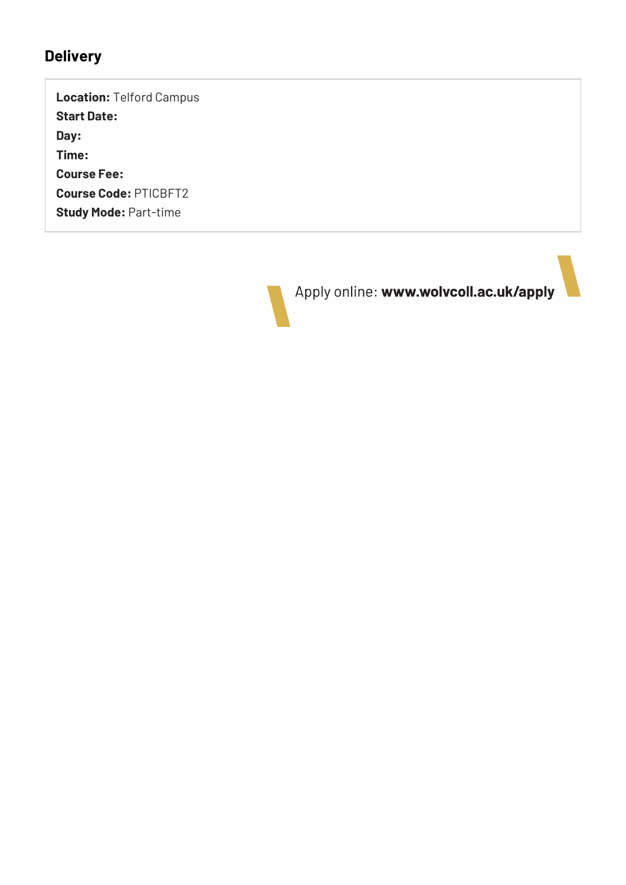## Delivery

**Location:** Telford Campus
**Start Date:**
**Day:**
**Time:**
**Course Fee:**
**Course Code:** PTICBFT2
**Study Mode:** Part-time

Apply online: **www.wolvcoll.ac.uk/apply**